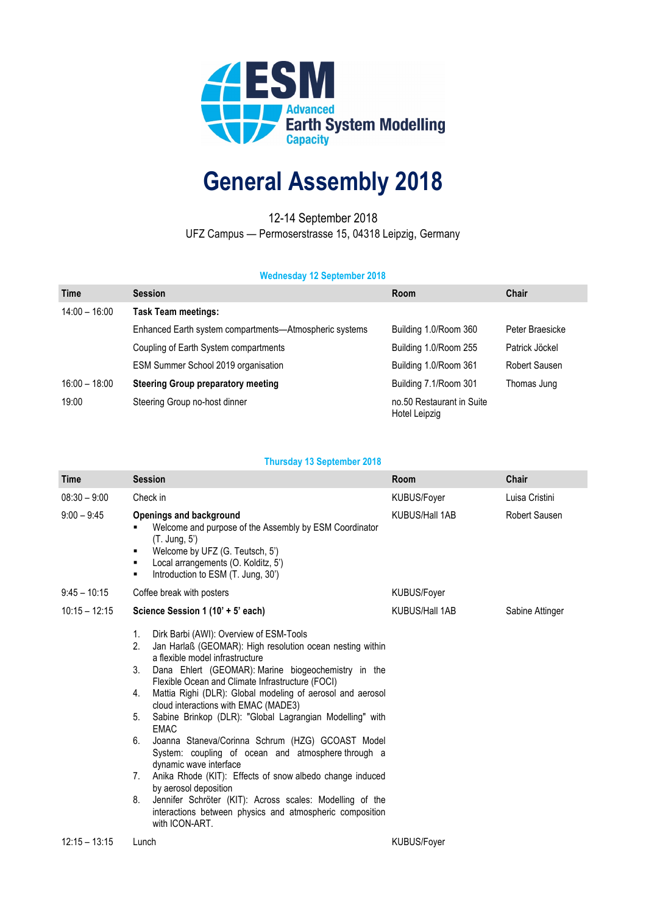ESM
Advanced
Earth System Modelling
Capacity

# General Assembly 2018

12-14 September 2018
UFZ Campus — Permoserstrasse 15, 04318 Leipzig, Germany

### Wednesday 12 September 2018

| Time | Session | Room | Chair |
|---|---|---|---|
| 14:00 – 16:00 | **Task Team meetings:** | | |
| | Enhanced Earth system compartments—Atmospheric systems | Building 1.0/Room 360 | Peter Braesicke |
| | Coupling of Earth System compartments | Building 1.0/Room 255 | Patrick Jöckel |
| | ESM Summer School 2019 organisation | Building 1.0/Room 361 | Robert Sausen |
| 16:00 – 18:00 | **Steering Group preparatory meeting** | Building 7.1/Room 301 | Thomas Jung |
| 19:00 | Steering Group no-host dinner | no.50 Restaurant in Suite Hotel Leipzig | |

### Thursday 13 September 2018

| Time | Session | Room | Chair |
|---|---|---|---|
| 08:30 – 9:00 | Check in | KUBUS/Foyer | Luisa Cristini |
| 9:00 – 9:45 | **Openings and background**<br>▪ Welcome and purpose of the Assembly by ESM Coordinator (T. Jung, 5')<br>▪ Welcome by UFZ (G. Teutsch, 5')<br>▪ Local arrangements (O. Kolditz, 5')<br>▪ Introduction to ESM (T. Jung, 30') | KUBUS/Hall 1AB | Robert Sausen |
| 9:45 – 10:15 | Coffee break with posters | KUBUS/Foyer | |
| 10:15 – 12:15 | **Science Session 1 (10' + 5' each)**<br>1. Dirk Barbi (AWI): Overview of ESM-Tools<br>2. Jan Harlaß (GEOMAR): High resolution ocean nesting within a flexible model infrastructure<br>3. Dana Ehlert (GEOMAR): Marine biogeochemistry in the Flexible Ocean and Climate Infrastructure (FOCI)<br>4. Mattia Righi (DLR): Global modeling of aerosol and aerosol cloud interactions with EMAC (MADE3)<br>5. Sabine Brinkop (DLR): "Global Lagrangian Modelling" with EMAC<br>6. Joanna Staneva/Corinna Schrum (HZG) GCOAST Model System: coupling of ocean and atmosphere through a dynamic wave interface<br>7. Anika Rhode (KIT): Effects of snow albedo change induced by aerosol deposition<br>8. Jennifer Schröter (KIT): Across scales: Modelling of the interactions between physics and atmospheric composition with ICON-ART. | KUBUS/Hall 1AB | Sabine Attinger |
| 12:15 – 13:15 | Lunch | KUBUS/Foyer | |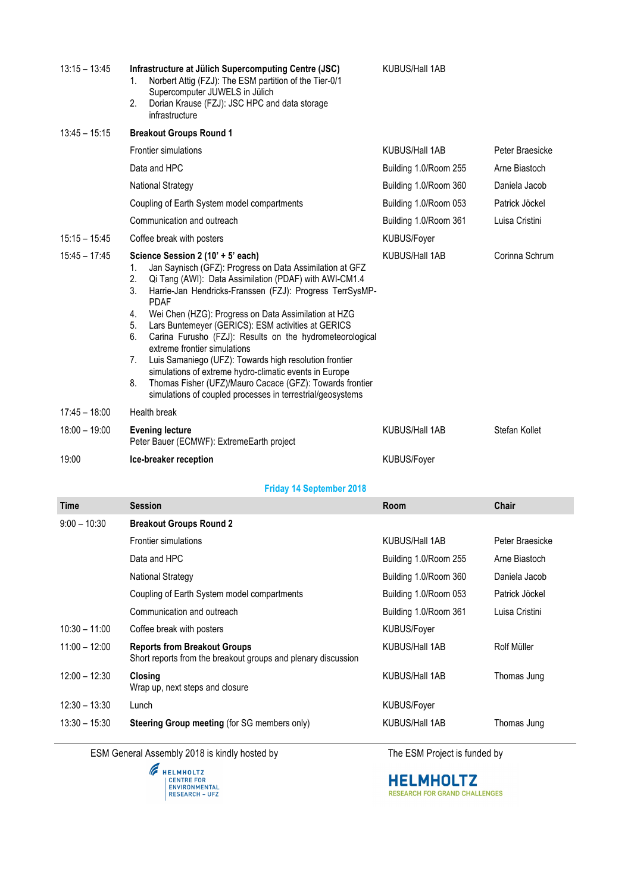| | | | |
|---|---|---|---|
| 13:15 – 13:45 | **Infrastructure at Jülich Supercomputing Centre (JSC)**<br>1. Norbert Attig (FZJ): The ESM partition of the Tier-0/1 Supercomputer JUWELS in Jülich<br>2. Dorian Krause (FZJ): JSC HPC and data storage infrastructure | KUBUS/Hall 1AB | |
| 13:45 – 15:15 | **Breakout Groups Round 1** | | |
| | Frontier simulations | KUBUS/Hall 1AB | Peter Braesicke |
| | Data and HPC | Building 1.0/Room 255 | Arne Biastoch |
| | National Strategy | Building 1.0/Room 360 | Daniela Jacob |
| | Coupling of Earth System model compartments | Building 1.0/Room 053 | Patrick Jöckel |
| | Communication and outreach | Building 1.0/Room 361 | Luisa Cristini |
| 15:15 – 15:45 | Coffee break with posters | KUBUS/Foyer | |
| 15:45 – 17:45 | **Science Session 2 (10' + 5' each)**<br>1. Jan Saynisch (GFZ): Progress on Data Assimilation at GFZ<br>2. Qi Tang (AWI): Data Assimilation (PDAF) with AWI-CM1.4<br>3. Harrie-Jan Hendricks-Franssen (FZJ): Progress TerrSysMP-PDAF<br>4. Wei Chen (HZG): Progress on Data Assimilation at HZG<br>5. Lars Buntemeyer (GERICS): ESM activities at GERICS<br>6. Carina Furusho (FZJ): Results on the hydrometeorological extreme frontier simulations<br>7. Luis Samaniego (UFZ): Towards high resolution frontier simulations of extreme hydro-climatic events in Europe<br>8. Thomas Fisher (UFZ)/Mauro Cacace (GFZ): Towards frontier simulations of coupled processes in terrestrial/geosystems | KUBUS/Hall 1AB | Corinna Schrum |
| 17:45 – 18:00 | Health break | | |
| 18:00 – 19:00 | **Evening lecture**<br>Peter Bauer (ECMWF): ExtremeEarth project | KUBUS/Hall 1AB | Stefan Kollet |
| 19:00 | **Ice-breaker reception** | KUBUS/Foyer | |

## Friday 14 September 2018

| Time | Session | Room | Chair |
|---|---|---|---|
| 9:00 – 10:30 | **Breakout Groups Round 2** | | |
| | Frontier simulations | KUBUS/Hall 1AB | Peter Braesicke |
| | Data and HPC | Building 1.0/Room 255 | Arne Biastoch |
| | National Strategy | Building 1.0/Room 360 | Daniela Jacob |
| | Coupling of Earth System model compartments | Building 1.0/Room 053 | Patrick Jöckel |
| | Communication and outreach | Building 1.0/Room 361 | Luisa Cristini |
| 10:30 – 11:00 | Coffee break with posters | KUBUS/Foyer | |
| 11:00 – 12:00 | **Reports from Breakout Groups**<br>Short reports from the breakout groups and plenary discussion | KUBUS/Hall 1AB | Rolf Müller |
| 12:00 – 12:30 | **Closing**<br>Wrap up, next steps and closure | KUBUS/Hall 1AB | Thomas Jung |
| 12:30 – 13:30 | Lunch | KUBUS/Foyer | |
| 13:30 – 15:30 | **Steering Group meeting** (for SG members only) | KUBUS/Hall 1AB | Thomas Jung |

ESM General Assembly 2018 is kindly hosted by

HELMHOLTZ CENTRE FOR ENVIRONMENTAL RESEARCH – UFZ

The ESM Project is funded by

HELMHOLTZ RESEARCH FOR GRAND CHALLENGES